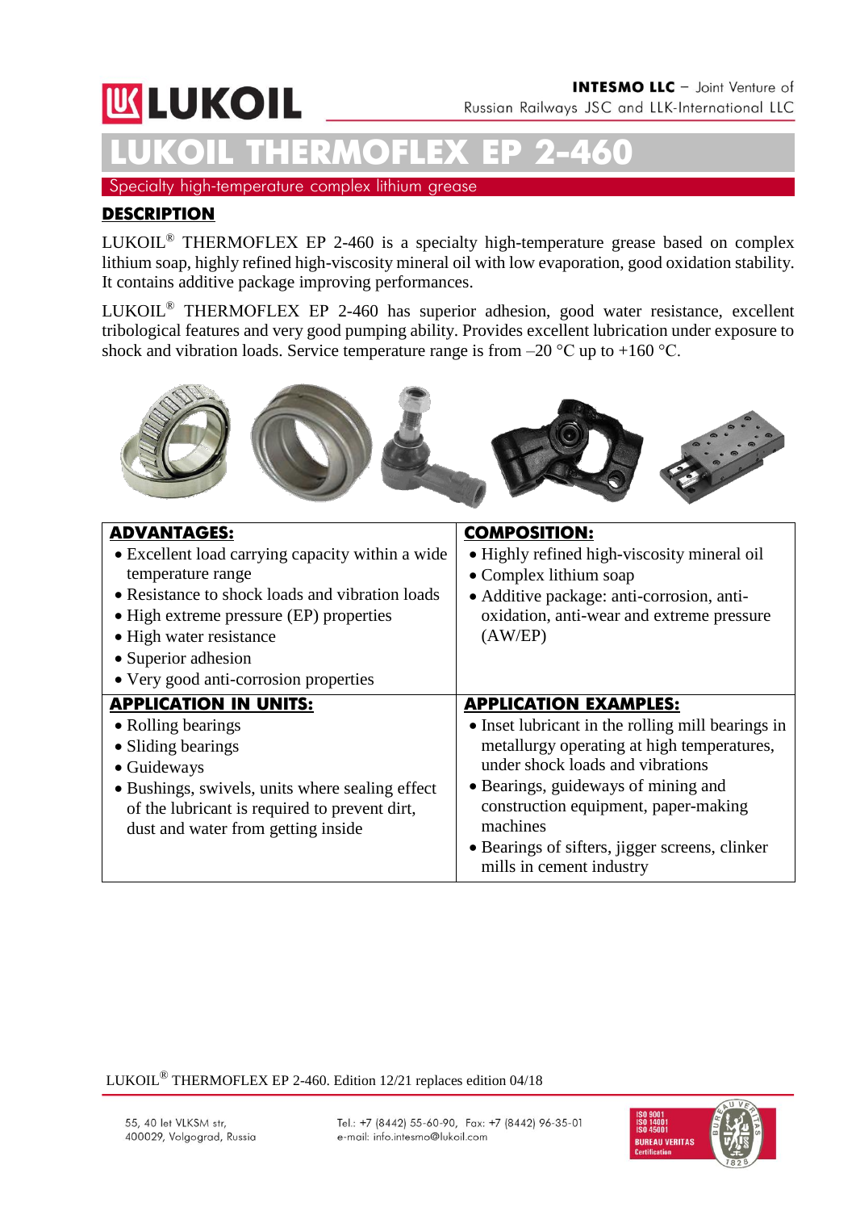# LUKOIL THERMOFLEX EP 2-460

Specialty high-temperature complex lithium grease

## DESCRIPTION

LUKOIL® THERMOFLEX EP 2-460 is a specialty high-temperature grease based on complex lithium soap, highly refined high-viscosity mineral oil with low evaporation, good oxidation stability. It contains additive package improving performances.

LUKOIL® THERMOFLEX EP 2-460 has superior adhesion, good water resistance, excellent tribological features and very good pumping ability. Provides excellent lubrication under exposure to shock and vibration loads. Service temperature range is from –20 °C up to +160 °C.

| **ADVANTAGES:** | **COMPOSITION:** |
|---|---|
| • Excellent load carrying capacity within a wide temperature range<br>• Resistance to shock loads and vibration loads<br>• High extreme pressure (EP) properties<br>• High water resistance<br>• Superior adhesion<br>• Very good anti-corrosion properties | • Highly refined high-viscosity mineral oil<br>• Complex lithium soap<br>• Additive package: anti-corrosion, anti-oxidation, anti-wear and extreme pressure (AW/EP) |
| **APPLICATION IN UNITS:** | **APPLICATION EXAMPLES:** |
| • Rolling bearings<br>• Sliding bearings<br>• Guideways<br>• Bushings, swivels, units where sealing effect of the lubricant is required to prevent dirt, dust and water from getting inside | • Inset lubricant in the rolling mill bearings in metallurgy operating at high temperatures, under shock loads and vibrations<br>• Bearings, guideways of mining and construction equipment, paper-making machines<br>• Bearings of sifters, jigger screens, clinker mills in cement industry |

LUKOIL® THERMOFLEX EP 2-460. Edition 12/21 replaces edition 04/18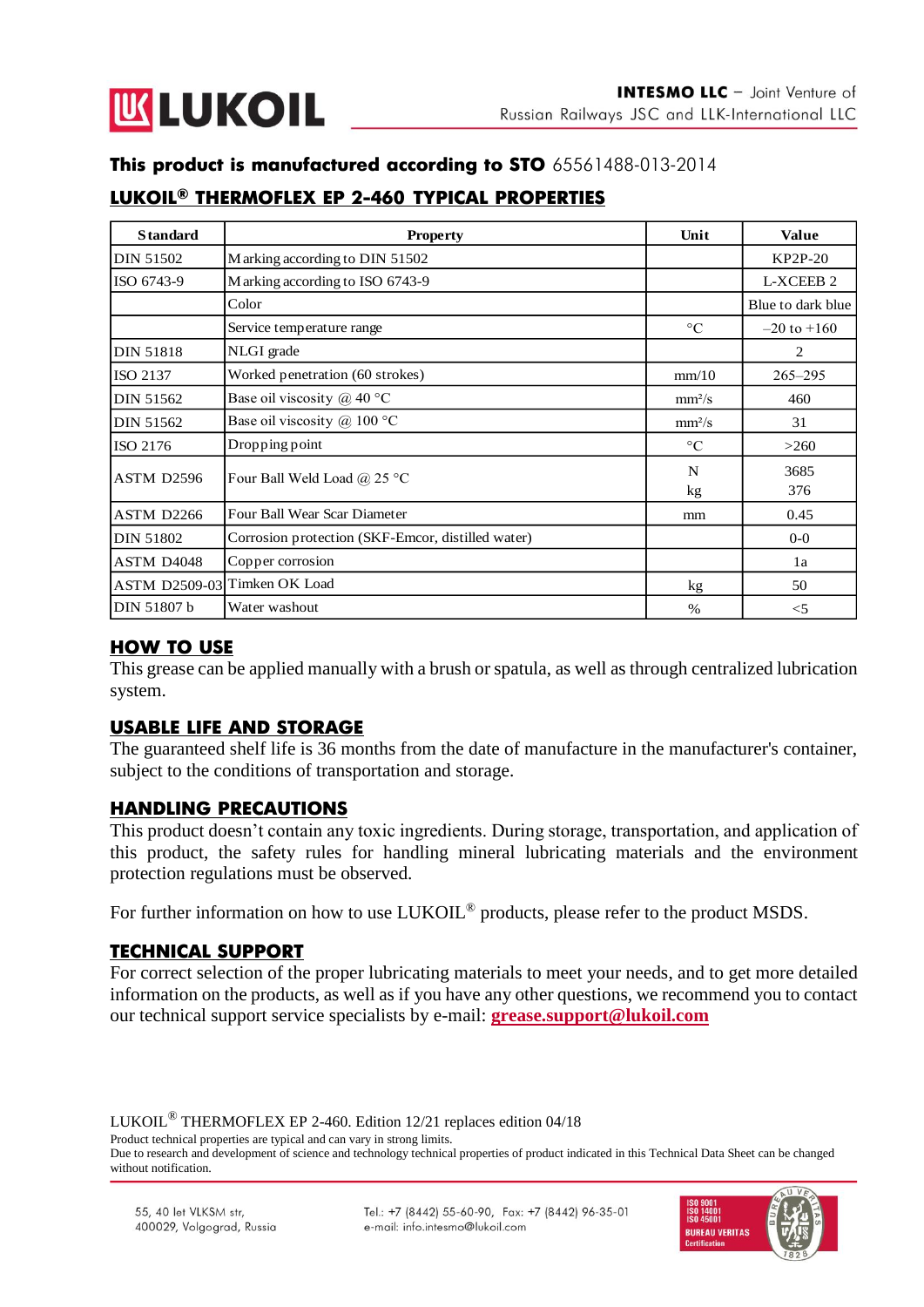**This product is manufactured according to STO** 65561488-013-2014

## LUKOIL® THERMOFLEX EP 2-460 TYPICAL PROPERTIES

| Standard | Property | Unit | Value |
|---|---|---|---|
| DIN 51502 | Marking according to DIN 51502 | | KP2P-20 |
| ISO 6743-9 | Marking according to ISO 6743-9 | | L-XCEEB 2 |
| | Color | | Blue to dark blue |
| | Service temperature range | °C | –20 to +160 |
| DIN 51818 | NLGI grade | | 2 |
| ISO 2137 | Worked penetration (60 strokes) | mm/10 | 265–295 |
| DIN 51562 | Base oil viscosity @ 40 °C | mm²/s | 460 |
| DIN 51562 | Base oil viscosity @ 100 °C | mm²/s | 31 |
| ISO 2176 | Dropping point | °C | >260 |
| ASTM D2596 | Four Ball Weld Load @ 25 °C | N<br>kg | 3685<br>376 |
| ASTM D2266 | Four Ball Wear Scar Diameter | mm | 0.45 |
| DIN 51802 | Corrosion protection (SKF-Emcor, distilled water) | | 0-0 |
| ASTM D4048 | Copper corrosion | | 1a |
| ASTM D2509-03 | Timken OK Load | kg | 50 |
| DIN 51807 b | Water washout | % | <5 |

## HOW TO USE

This grease can be applied manually with a brush or spatula, as well as through centralized lubrication system.

## USABLE LIFE AND STORAGE

The guaranteed shelf life is 36 months from the date of manufacture in the manufacturer's container, subject to the conditions of transportation and storage.

## HANDLING PRECAUTIONS

This product doesn't contain any toxic ingredients. During storage, transportation, and application of this product, the safety rules for handling mineral lubricating materials and the environment protection regulations must be observed.

For further information on how to use LUKOIL® products, please refer to the product MSDS.

## TECHNICAL SUPPORT

For correct selection of the proper lubricating materials to meet your needs, and to get more detailed information on the products, as well as if you have any other questions, we recommend you to contact our technical support service specialists by e-mail: **grease.support@lukoil.com**

LUKOIL® THERMOFLEX EP 2-460. Edition 12/21 replaces edition 04/18

Product technical properties are typical and can vary in strong limits.

Due to research and development of science and technology technical properties of product indicated in this Technical Data Sheet can be changed without notification.